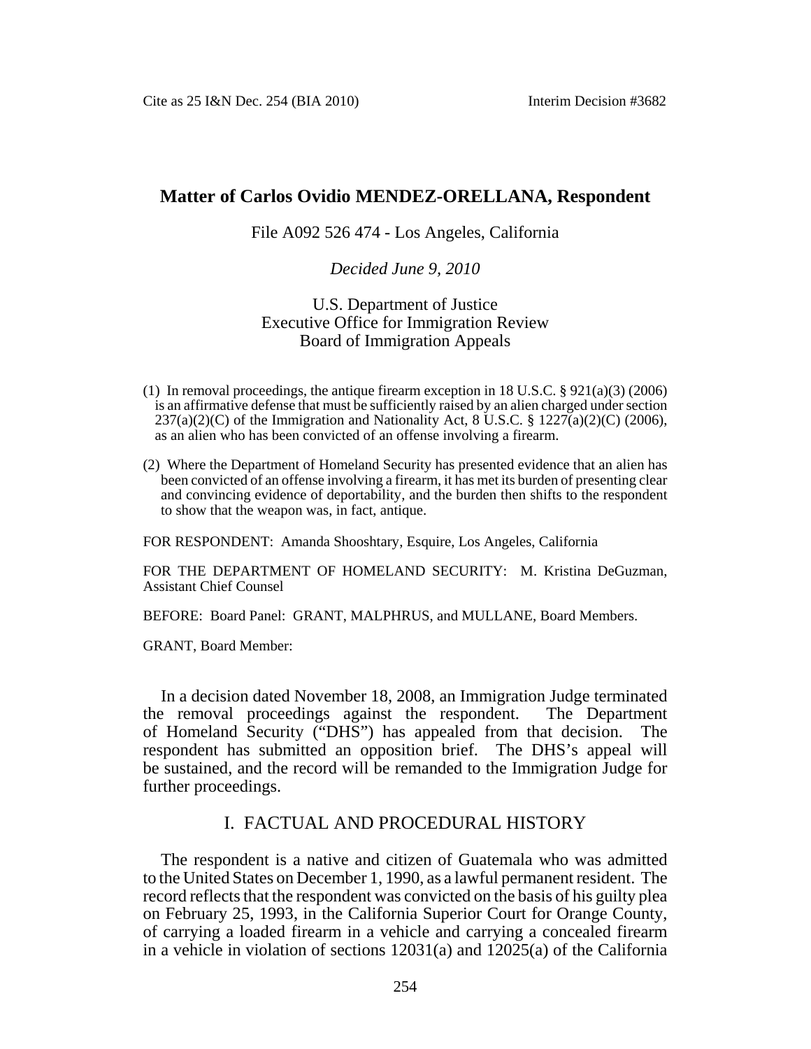# Matter of Carlos Ovidio MENDEZ-ORELLANA, Respondent

File A092 526 474 - Los Angeles, California

*Decided June 9, 2010*

U.S. Department of Justice
Executive Office for Immigration Review
Board of Immigration Appeals

(1) In removal proceedings, the antique firearm exception in 18 U.S.C. § 921(a)(3) (2006) is an affirmative defense that must be sufficiently raised by an alien charged under section 237(a)(2)(C) of the Immigration and Nationality Act, 8 U.S.C. § 1227(a)(2)(C) (2006), as an alien who has been convicted of an offense involving a firearm.

(2) Where the Department of Homeland Security has presented evidence that an alien has been convicted of an offense involving a firearm, it has met its burden of presenting clear and convincing evidence of deportability, and the burden then shifts to the respondent to show that the weapon was, in fact, antique.

FOR RESPONDENT: Amanda Shooshtary, Esquire, Los Angeles, California

FOR THE DEPARTMENT OF HOMELAND SECURITY: M. Kristina DeGuzman, Assistant Chief Counsel

BEFORE: Board Panel: GRANT, MALPHRUS, and MULLANE, Board Members.

GRANT, Board Member:

In a decision dated November 18, 2008, an Immigration Judge terminated the removal proceedings against the respondent. The Department of Homeland Security ("DHS") has appealed from that decision. The respondent has submitted an opposition brief. The DHS's appeal will be sustained, and the record will be remanded to the Immigration Judge for further proceedings.

## I. FACTUAL AND PROCEDURAL HISTORY

The respondent is a native and citizen of Guatemala who was admitted to the United States on December 1, 1990, as a lawful permanent resident. The record reflects that the respondent was convicted on the basis of his guilty plea on February 25, 1993, in the California Superior Court for Orange County, of carrying a loaded firearm in a vehicle and carrying a concealed firearm in a vehicle in violation of sections 12031(a) and 12025(a) of the California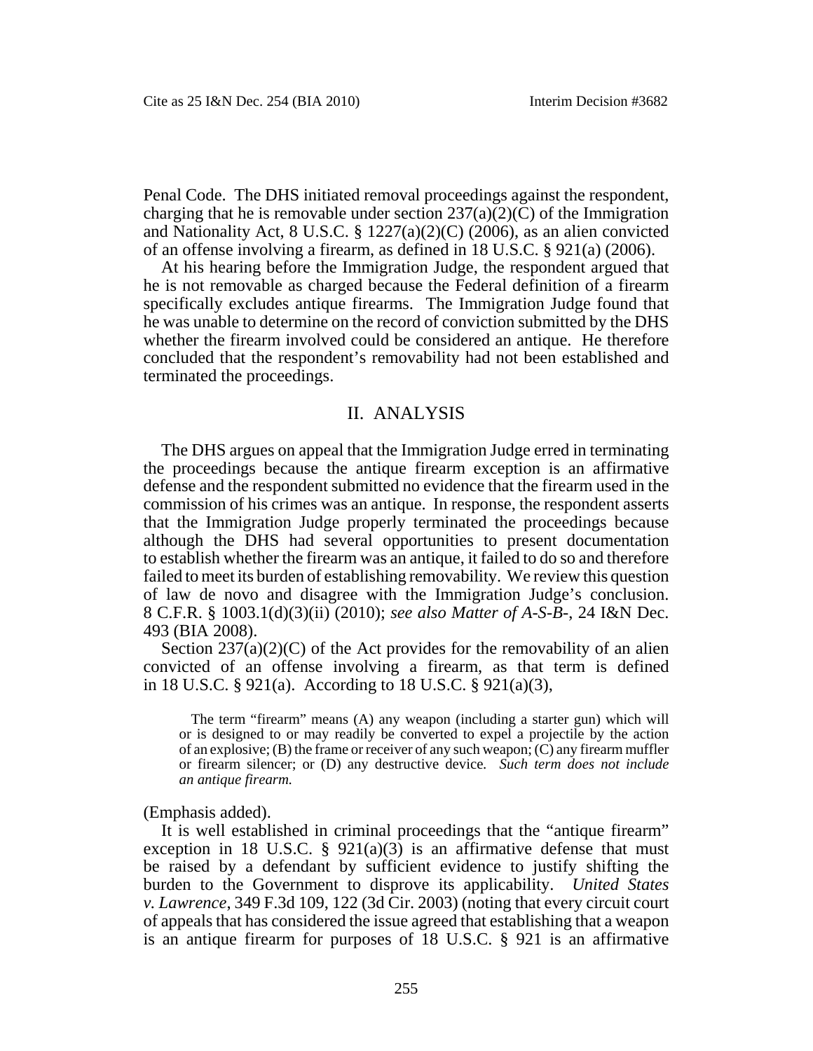Penal Code. The DHS initiated removal proceedings against the respondent, charging that he is removable under section 237(a)(2)(C) of the Immigration and Nationality Act, 8 U.S.C. § 1227(a)(2)(C) (2006), as an alien convicted of an offense involving a firearm, as defined in 18 U.S.C. § 921(a) (2006).

At his hearing before the Immigration Judge, the respondent argued that he is not removable as charged because the Federal definition of a firearm specifically excludes antique firearms. The Immigration Judge found that he was unable to determine on the record of conviction submitted by the DHS whether the firearm involved could be considered an antique. He therefore concluded that the respondent's removability had not been established and terminated the proceedings.

## II. ANALYSIS

The DHS argues on appeal that the Immigration Judge erred in terminating the proceedings because the antique firearm exception is an affirmative defense and the respondent submitted no evidence that the firearm used in the commission of his crimes was an antique. In response, the respondent asserts that the Immigration Judge properly terminated the proceedings because although the DHS had several opportunities to present documentation to establish whether the firearm was an antique, it failed to do so and therefore failed to meet its burden of establishing removability. We review this question of law de novo and disagree with the Immigration Judge's conclusion. 8 C.F.R. § 1003.1(d)(3)(ii) (2010); *see also Matter of A-S-B-*, 24 I&N Dec. 493 (BIA 2008).

Section 237(a)(2)(C) of the Act provides for the removability of an alien convicted of an offense involving a firearm, as that term is defined in 18 U.S.C. § 921(a). According to 18 U.S.C. § 921(a)(3),

> The term "firearm" means (A) any weapon (including a starter gun) which will or is designed to or may readily be converted to expel a projectile by the action of an explosive; (B) the frame or receiver of any such weapon; (C) any firearm muffler or firearm silencer; or (D) any destructive device. *Such term does not include an antique firearm.*

(Emphasis added).

It is well established in criminal proceedings that the "antique firearm" exception in 18 U.S.C. § 921(a)(3) is an affirmative defense that must be raised by a defendant by sufficient evidence to justify shifting the burden to the Government to disprove its applicability. *United States v. Lawrence*, 349 F.3d 109, 122 (3d Cir. 2003) (noting that every circuit court of appeals that has considered the issue agreed that establishing that a weapon is an antique firearm for purposes of 18 U.S.C. § 921 is an affirmative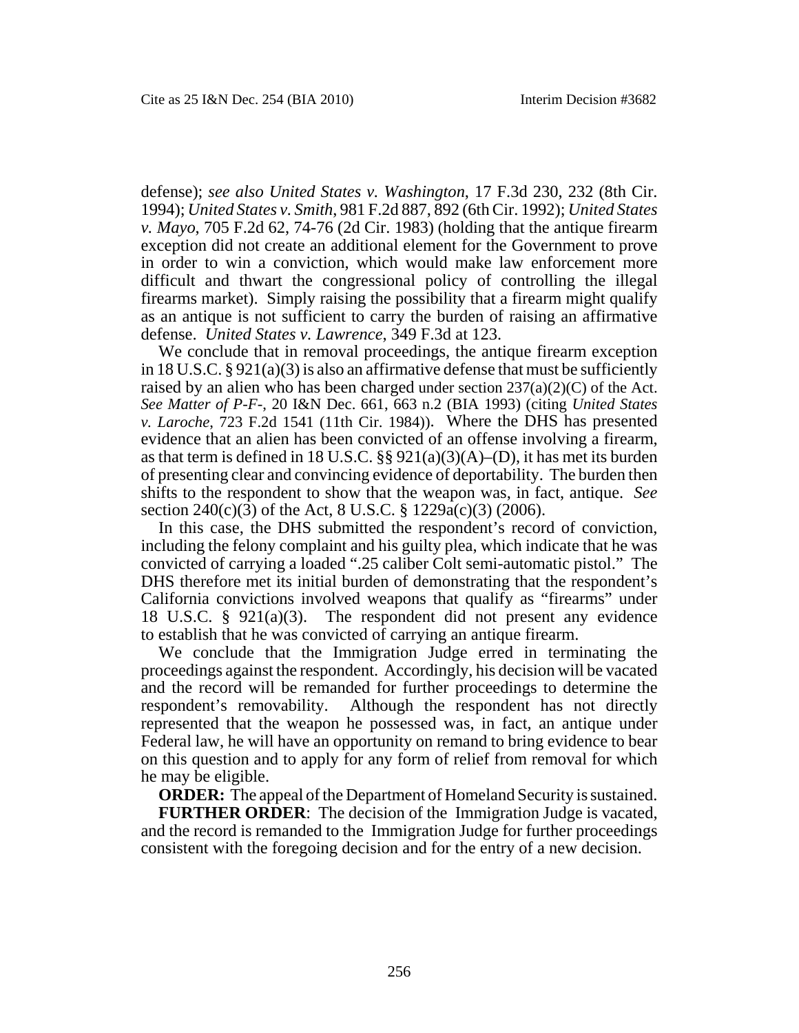defense); *see also United States v. Washington*, 17 F.3d 230, 232 (8th Cir. 1994); *United States v. Smith*, 981 F.2d 887, 892 (6th Cir. 1992); *United States v. Mayo*, 705 F.2d 62, 74-76 (2d Cir. 1983) (holding that the antique firearm exception did not create an additional element for the Government to prove in order to win a conviction, which would make law enforcement more difficult and thwart the congressional policy of controlling the illegal firearms market). Simply raising the possibility that a firearm might qualify as an antique is not sufficient to carry the burden of raising an affirmative defense. *United States v. Lawrence*, 349 F.3d at 123.

We conclude that in removal proceedings, the antique firearm exception in 18 U.S.C. § 921(a)(3) is also an affirmative defense that must be sufficiently raised by an alien who has been charged under section 237(a)(2)(C) of the Act. *See Matter of P-F-*, 20 I&N Dec. 661, 663 n.2 (BIA 1993) (citing *United States v. Laroche*, 723 F.2d 1541 (11th Cir. 1984)). Where the DHS has presented evidence that an alien has been convicted of an offense involving a firearm, as that term is defined in 18 U.S.C. §§ 921(a)(3)(A)–(D), it has met its burden of presenting clear and convincing evidence of deportability. The burden then shifts to the respondent to show that the weapon was, in fact, antique. *See* section 240(c)(3) of the Act, 8 U.S.C. § 1229a(c)(3) (2006).

In this case, the DHS submitted the respondent's record of conviction, including the felony complaint and his guilty plea, which indicate that he was convicted of carrying a loaded ".25 caliber Colt semi-automatic pistol." The DHS therefore met its initial burden of demonstrating that the respondent's California convictions involved weapons that qualify as "firearms" under 18 U.S.C. § 921(a)(3). The respondent did not present any evidence to establish that he was convicted of carrying an antique firearm.

We conclude that the Immigration Judge erred in terminating the proceedings against the respondent. Accordingly, his decision will be vacated and the record will be remanded for further proceedings to determine the respondent's removability. Although the respondent has not directly represented that the weapon he possessed was, in fact, an antique under Federal law, he will have an opportunity on remand to bring evidence to bear on this question and to apply for any form of relief from removal for which he may be eligible.

**ORDER:** The appeal of the Department of Homeland Security is sustained.

**FURTHER ORDER**: The decision of the Immigration Judge is vacated, and the record is remanded to the Immigration Judge for further proceedings consistent with the foregoing decision and for the entry of a new decision.